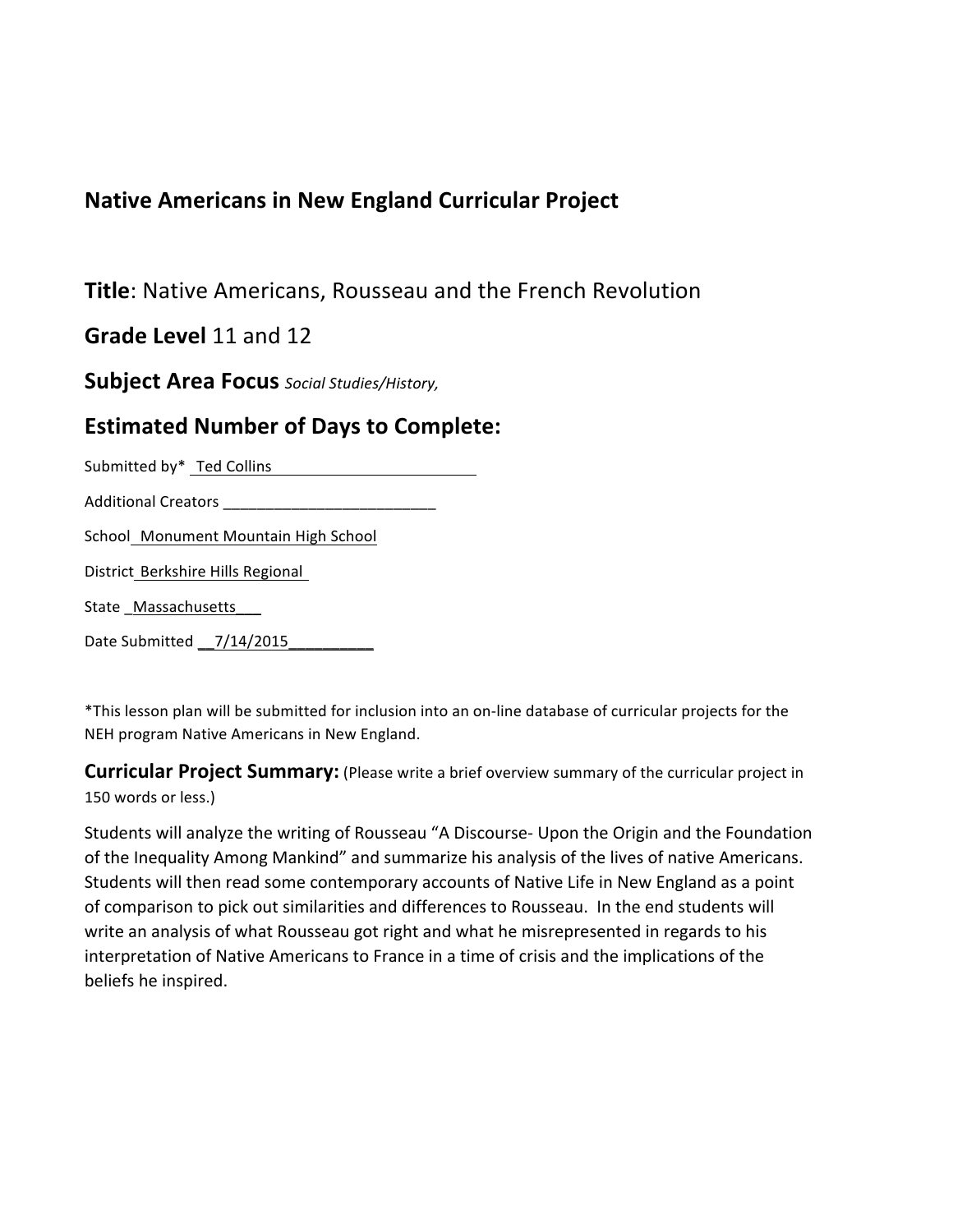## Native Americans in New England Curricular Project

**Title**: Native Americans, Rousseau and the French Revolution

**Grade Level** 11 and 12

**Subject Area Focus** *Social Studies/History,*

**Estimated Number of Days to Complete:**

Submitted by* Ted Collins

Additional Creators _________________________

School Monument Mountain High School

District Berkshire Hills Regional

State _Massachusetts___

Date Submitted __7/14/2015__________

*This lesson plan will be submitted for inclusion into an on-line database of curricular projects for the NEH program Native Americans in New England.

**Curricular Project Summary:** (Please write a brief overview summary of the curricular project in 150 words or less.)

Students will analyze the writing of Rousseau "A Discourse- Upon the Origin and the Foundation of the Inequality Among Mankind" and summarize his analysis of the lives of native Americans. Students will then read some contemporary accounts of Native Life in New England as a point of comparison to pick out similarities and differences to Rousseau. In the end students will write an analysis of what Rousseau got right and what he misrepresented in regards to his interpretation of Native Americans to France in a time of crisis and the implications of the beliefs he inspired.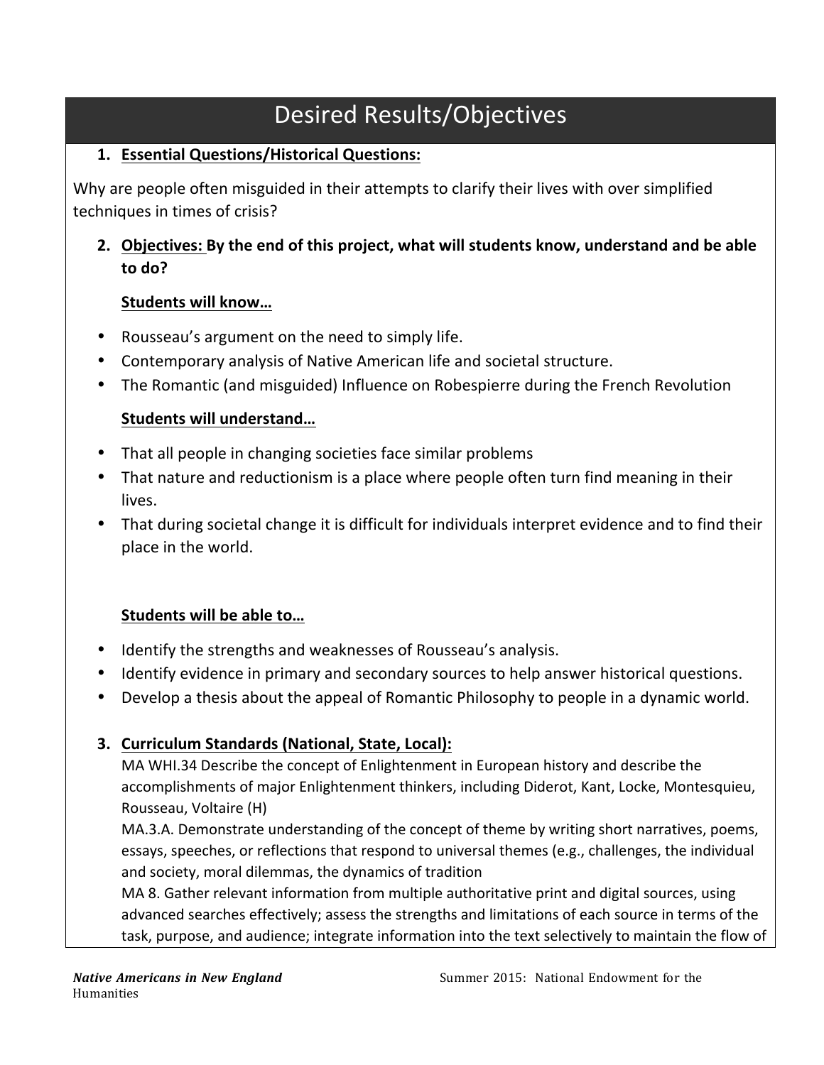# Desired Results/Objectives

1. **Essential Questions/Historical Questions:**

Why are people often misguided in their attempts to clarify their lives with over simplified techniques in times of crisis?

2. **Objectives: By the end of this project, what will students know, understand and be able to do?**

   **Students will know…**

- Rousseau's argument on the need to simply life.
- Contemporary analysis of Native American life and societal structure.
- The Romantic (and misguided) Influence on Robespierre during the French Revolution

   **Students will understand…**

- That all people in changing societies face similar problems
- That nature and reductionism is a place where people often turn find meaning in their lives.
- That during societal change it is difficult for individuals interpret evidence and to find their place in the world.

   **Students will be able to…**

- Identify the strengths and weaknesses of Rousseau's analysis.
- Identify evidence in primary and secondary sources to help answer historical questions.
- Develop a thesis about the appeal of Romantic Philosophy to people in a dynamic world.

3. **Curriculum Standards (National, State, Local):**

   MA WHI.34 Describe the concept of Enlightenment in European history and describe the accomplishments of major Enlightenment thinkers, including Diderot, Kant, Locke, Montesquieu, Rousseau, Voltaire (H)

   MA.3.A. Demonstrate understanding of the concept of theme by writing short narratives, poems, essays, speeches, or reflections that respond to universal themes (e.g., challenges, the individual and society, moral dilemmas, the dynamics of tradition

   MA 8. Gather relevant information from multiple authoritative print and digital sources, using advanced searches effectively; assess the strengths and limitations of each source in terms of the task, purpose, and audience; integrate information into the text selectively to maintain the flow of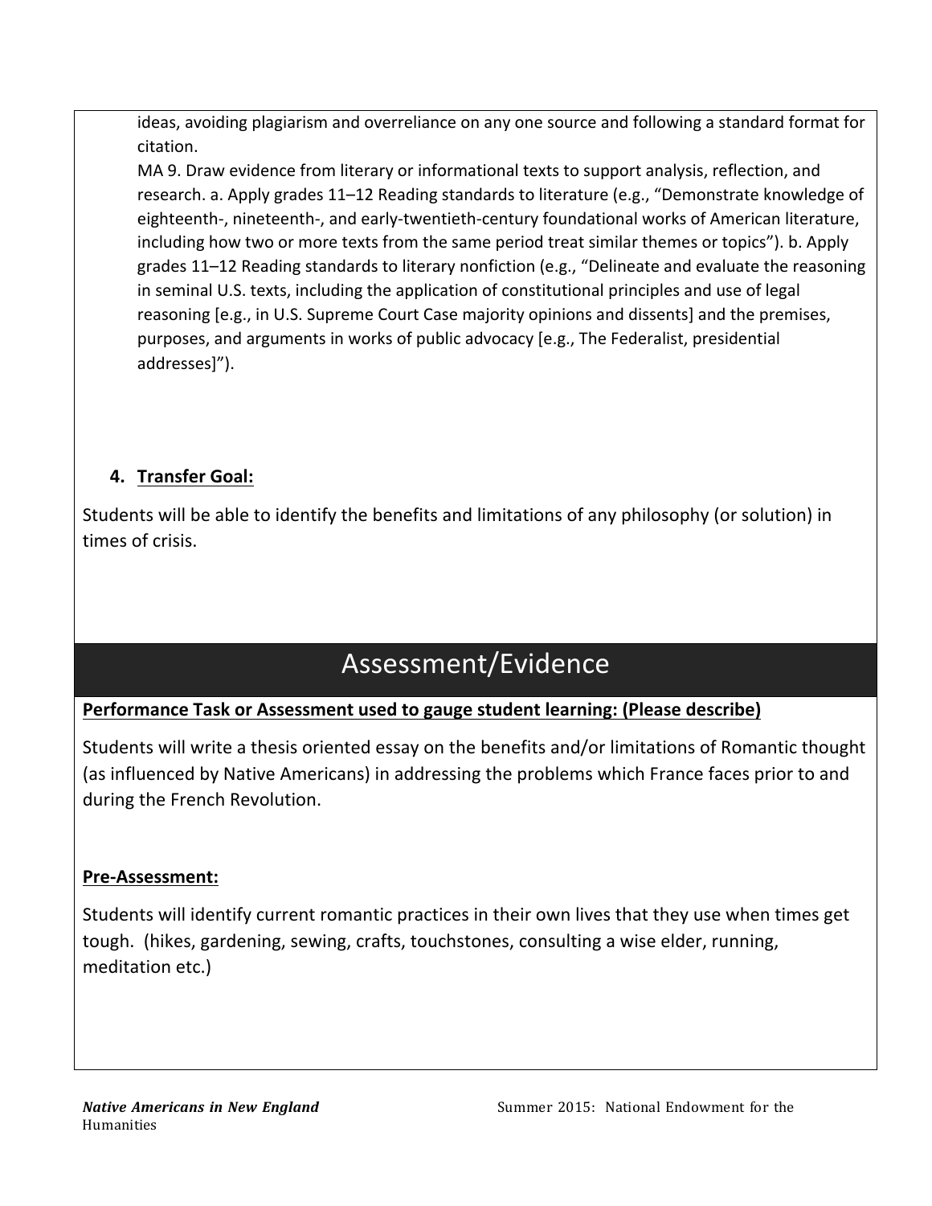ideas, avoiding plagiarism and overreliance on any one source and following a standard format for citation.

MA 9. Draw evidence from literary or informational texts to support analysis, reflection, and research. a. Apply grades 11–12 Reading standards to literature (e.g., "Demonstrate knowledge of eighteenth-, nineteenth-, and early-twentieth-century foundational works of American literature, including how two or more texts from the same period treat similar themes or topics"). b. Apply grades 11–12 Reading standards to literary nonfiction (e.g., "Delineate and evaluate the reasoning in seminal U.S. texts, including the application of constitutional principles and use of legal reasoning [e.g., in U.S. Supreme Court Case majority opinions and dissents] and the premises, purposes, and arguments in works of public advocacy [e.g., The Federalist, presidential addresses]").

4. **Transfer Goal:**

Students will be able to identify the benefits and limitations of any philosophy (or solution) in times of crisis.

## Assessment/Evidence

**Performance Task or Assessment used to gauge student learning: (Please describe)**

Students will write a thesis oriented essay on the benefits and/or limitations of Romantic thought (as influenced by Native Americans) in addressing the problems which France faces prior to and during the French Revolution.

**Pre-Assessment:**

Students will identify current romantic practices in their own lives that they use when times get tough. (hikes, gardening, sewing, crafts, touchstones, consulting a wise elder, running, meditation etc.)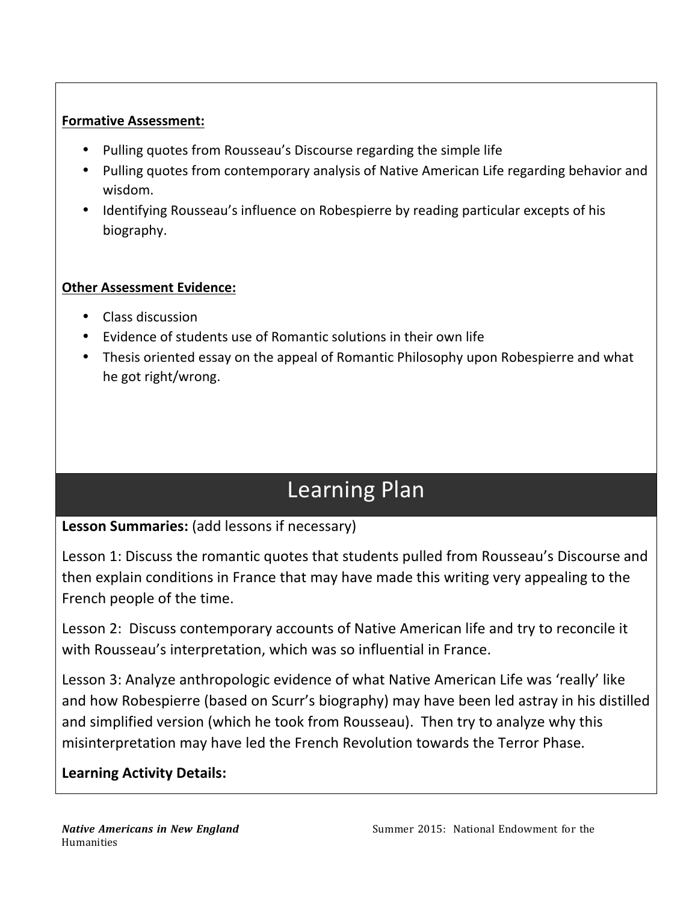**Formative Assessment:**

- Pulling quotes from Rousseau's Discourse regarding the simple life
- Pulling quotes from contemporary analysis of Native American Life regarding behavior and wisdom.
- Identifying Rousseau's influence on Robespierre by reading particular excepts of his biography.

**Other Assessment Evidence:**

- Class discussion
- Evidence of students use of Romantic solutions in their own life
- Thesis oriented essay on the appeal of Romantic Philosophy upon Robespierre and what he got right/wrong.

## Learning Plan

**Lesson Summaries:** (add lessons if necessary)

Lesson 1: Discuss the romantic quotes that students pulled from Rousseau's Discourse and then explain conditions in France that may have made this writing very appealing to the French people of the time.

Lesson 2: Discuss contemporary accounts of Native American life and try to reconcile it with Rousseau's interpretation, which was so influential in France.

Lesson 3: Analyze anthropologic evidence of what Native American Life was 'really' like and how Robespierre (based on Scurr's biography) may have been led astray in his distilled and simplified version (which he took from Rousseau). Then try to analyze why this misinterpretation may have led the French Revolution towards the Terror Phase.

**Learning Activity Details:**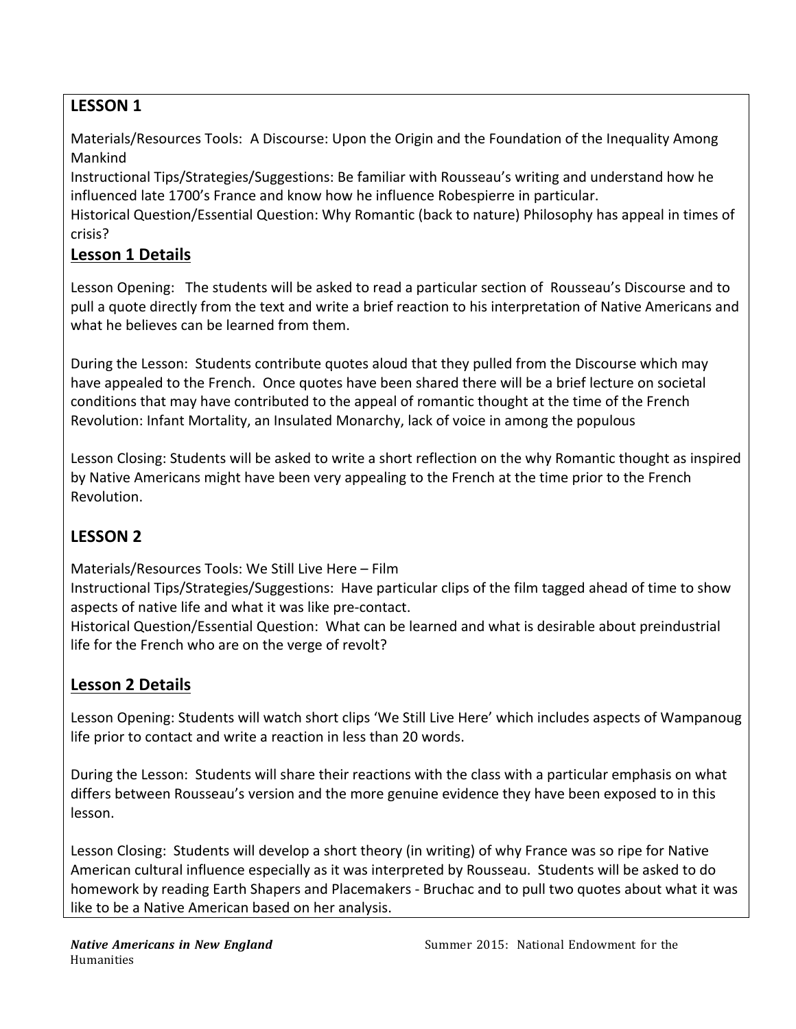## LESSON 1

Materials/Resources Tools: A Discourse: Upon the Origin and the Foundation of the Inequality Among Mankind

Instructional Tips/Strategies/Suggestions: Be familiar with Rousseau's writing and understand how he influenced late 1700's France and know how he influence Robespierre in particular.

Historical Question/Essential Question: Why Romantic (back to nature) Philosophy has appeal in times of crisis?

### Lesson 1 Details

Lesson Opening: The students will be asked to read a particular section of Rousseau's Discourse and to pull a quote directly from the text and write a brief reaction to his interpretation of Native Americans and what he believes can be learned from them.

During the Lesson: Students contribute quotes aloud that they pulled from the Discourse which may have appealed to the French. Once quotes have been shared there will be a brief lecture on societal conditions that may have contributed to the appeal of romantic thought at the time of the French Revolution: Infant Mortality, an Insulated Monarchy, lack of voice in among the populous

Lesson Closing: Students will be asked to write a short reflection on the why Romantic thought as inspired by Native Americans might have been very appealing to the French at the time prior to the French Revolution.

## LESSON 2

Materials/Resources Tools: We Still Live Here – Film

Instructional Tips/Strategies/Suggestions: Have particular clips of the film tagged ahead of time to show aspects of native life and what it was like pre-contact.

Historical Question/Essential Question: What can be learned and what is desirable about preindustrial life for the French who are on the verge of revolt?

### Lesson 2 Details

Lesson Opening: Students will watch short clips 'We Still Live Here' which includes aspects of Wampanoug life prior to contact and write a reaction in less than 20 words.

During the Lesson: Students will share their reactions with the class with a particular emphasis on what differs between Rousseau's version and the more genuine evidence they have been exposed to in this lesson.

Lesson Closing: Students will develop a short theory (in writing) of why France was so ripe for Native American cultural influence especially as it was interpreted by Rousseau. Students will be asked to do homework by reading Earth Shapers and Placemakers - Bruchac and to pull two quotes about what it was like to be a Native American based on her analysis.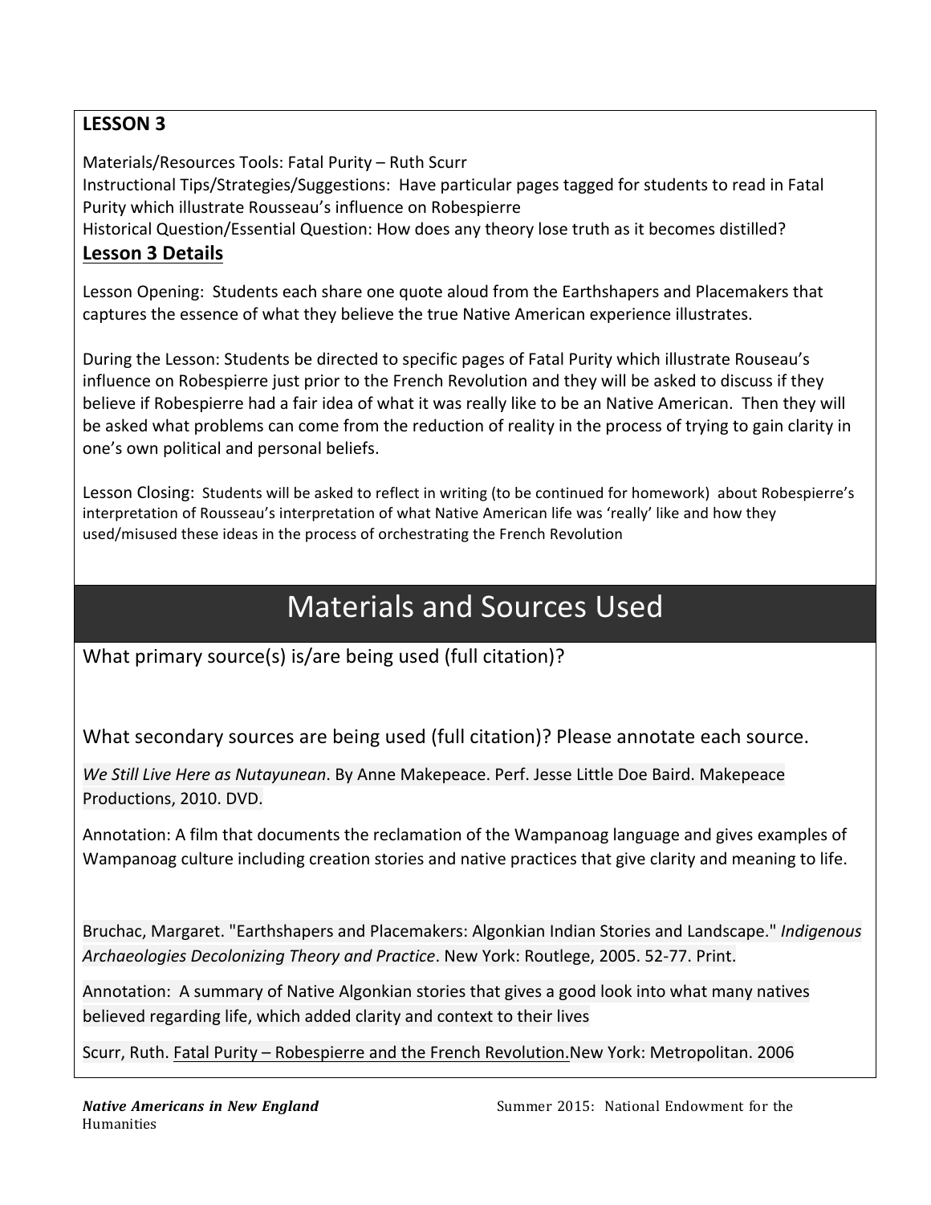**LESSON 3**

Materials/Resources Tools: Fatal Purity – Ruth Scurr
Instructional Tips/Strategies/Suggestions: Have particular pages tagged for students to read in Fatal Purity which illustrate Rousseau's influence on Robespierre
Historical Question/Essential Question: How does any theory lose truth as it becomes distilled?

**Lesson 3 Details**

Lesson Opening: Students each share one quote aloud from the Earthshapers and Placemakers that captures the essence of what they believe the true Native American experience illustrates.

During the Lesson: Students be directed to specific pages of Fatal Purity which illustrate Rouseau's influence on Robespierre just prior to the French Revolution and they will be asked to discuss if they believe if Robespierre had a fair idea of what it was really like to be an Native American. Then they will be asked what problems can come from the reduction of reality in the process of trying to gain clarity in one's own political and personal beliefs.

Lesson Closing: Students will be asked to reflect in writing (to be continued for homework) about Robespierre's interpretation of Rousseau's interpretation of what Native American life was 'really' like and how they used/misused these ideas in the process of orchestrating the French Revolution

# Materials and Sources Used

What primary source(s) is/are being used (full citation)?

What secondary sources are being used (full citation)? Please annotate each source.

*We Still Live Here as Nutayunean*. By Anne Makepeace. Perf. Jesse Little Doe Baird. Makepeace Productions, 2010. DVD.

Annotation: A film that documents the reclamation of the Wampanoag language and gives examples of Wampanoag culture including creation stories and native practices that give clarity and meaning to life.

Bruchac, Margaret. "Earthshapers and Placemakers: Algonkian Indian Stories and Landscape." *Indigenous Archaeologies Decolonizing Theory and Practice*. New York: Routlege, 2005. 52-77. Print.

Annotation: A summary of Native Algonkian stories that gives a good look into what many natives believed regarding life, which added clarity and context to their lives

Scurr, Ruth. Fatal Purity – Robespierre and the French Revolution.New York: Metropolitan. 2006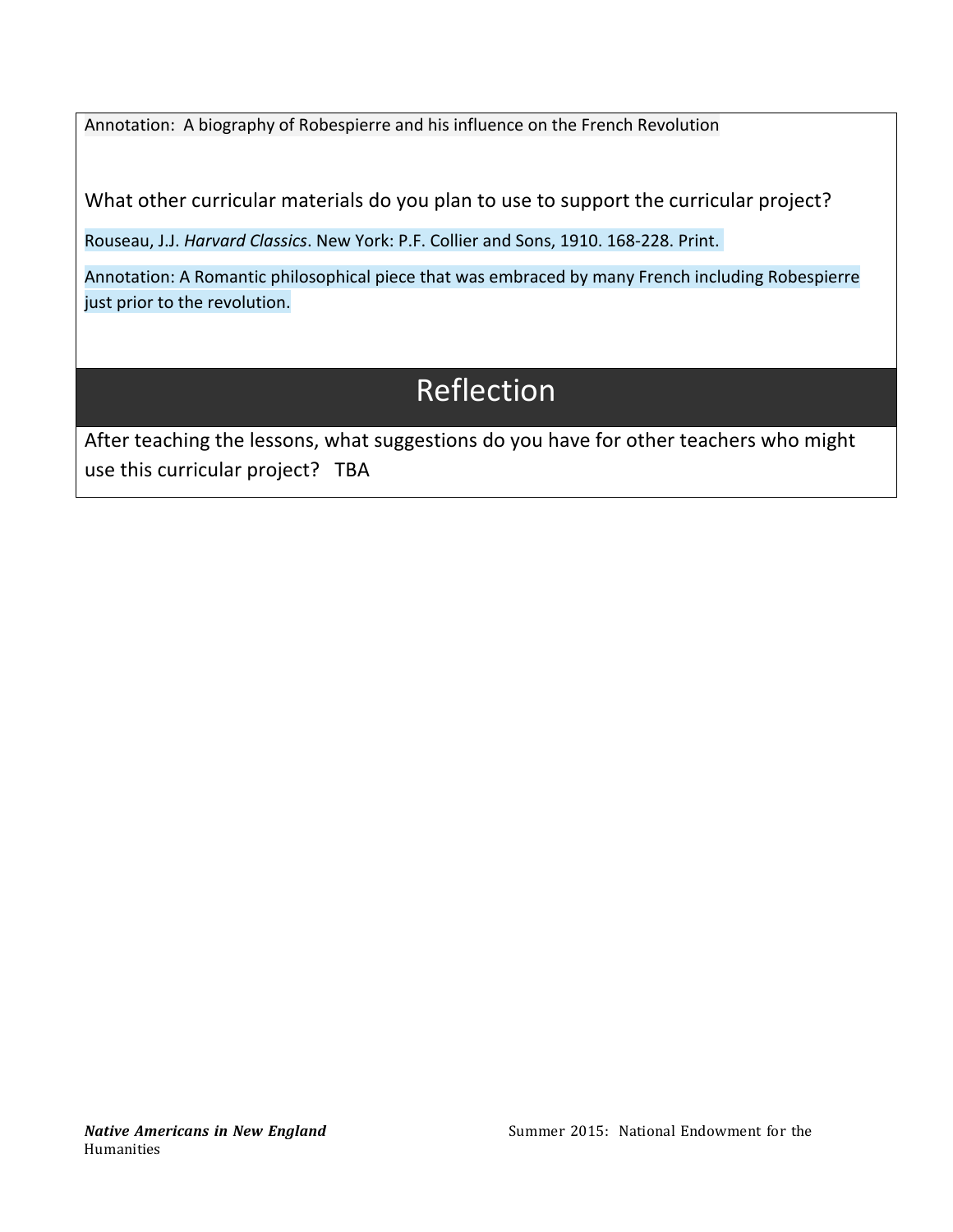Annotation: A biography of Robespierre and his influence on the French Revolution

What other curricular materials do you plan to use to support the curricular project?

Rouseau, J.J. *Harvard Classics*. New York: P.F. Collier and Sons, 1910. 168-228. Print.

Annotation: A Romantic philosophical piece that was embraced by many French including Robespierre just prior to the revolution.

## Reflection

After teaching the lessons, what suggestions do you have for other teachers who might use this curricular project? TBA